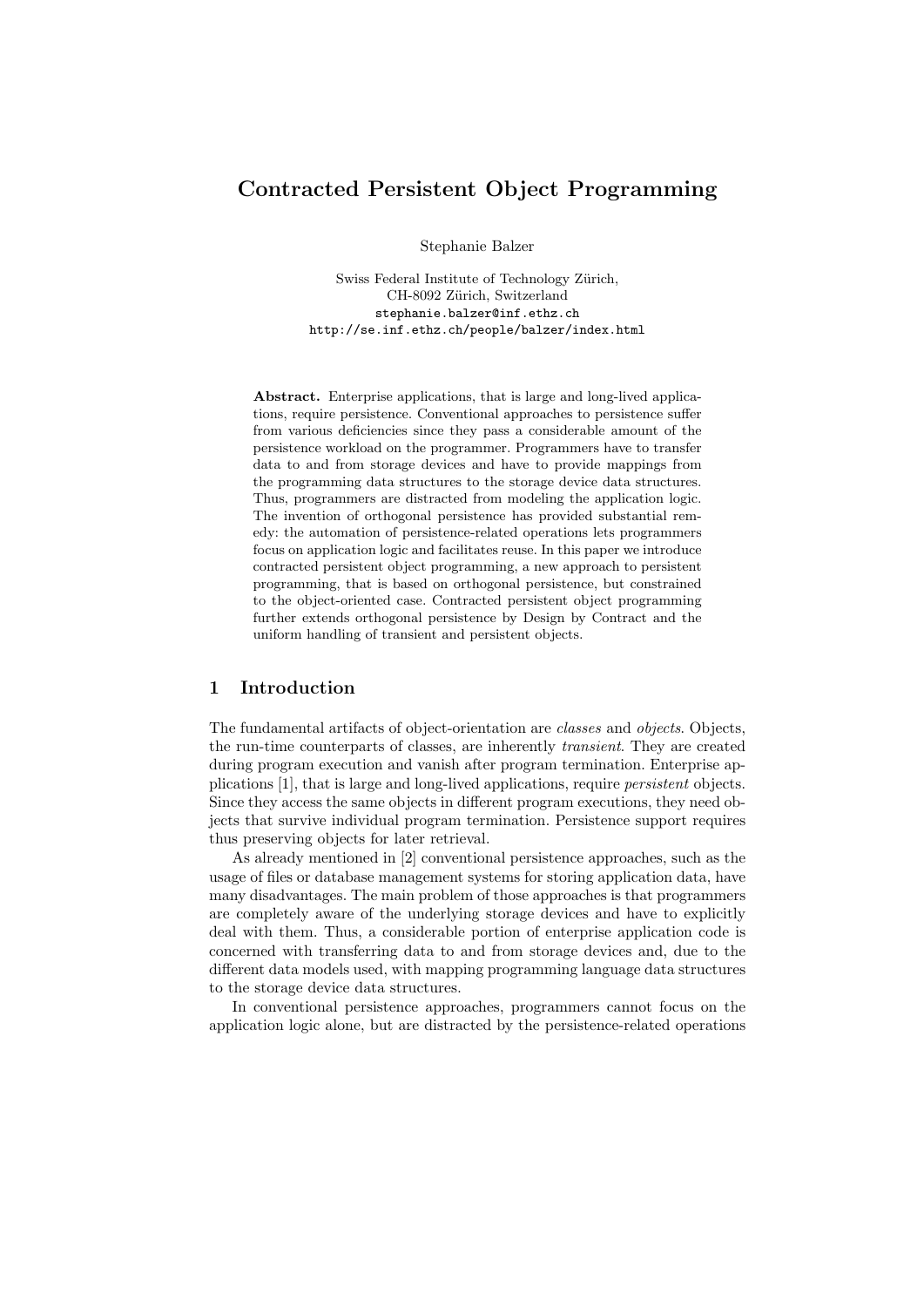# Contracted Persistent Object Programming

Stephanie Balzer

Swiss Federal Institute of Technology Zürich,
CH-8092 Zürich, Switzerland
stephanie.balzer@inf.ethz.ch
http://se.inf.ethz.ch/people/balzer/index.html

**Abstract.** Enterprise applications, that is large and long-lived applications, require persistence. Conventional approaches to persistence suffer from various deficiencies since they pass a considerable amount of the persistence workload on the programmer. Programmers have to transfer data to and from storage devices and have to provide mappings from the programming data structures to the storage device data structures. Thus, programmers are distracted from modeling the application logic. The invention of orthogonal persistence has provided substantial remedy: the automation of persistence-related operations lets programmers focus on application logic and facilitates reuse. In this paper we introduce contracted persistent object programming, a new approach to persistent programming, that is based on orthogonal persistence, but constrained to the object-oriented case. Contracted persistent object programming further extends orthogonal persistence by Design by Contract and the uniform handling of transient and persistent objects.

## 1 Introduction

The fundamental artifacts of object-orientation are *classes* and *objects*. Objects, the run-time counterparts of classes, are inherently *transient*. They are created during program execution and vanish after program termination. Enterprise applications [1], that is large and long-lived applications, require *persistent* objects. Since they access the same objects in different program executions, they need objects that survive individual program termination. Persistence support requires thus preserving objects for later retrieval.

As already mentioned in [2] conventional persistence approaches, such as the usage of files or database management systems for storing application data, have many disadvantages. The main problem of those approaches is that programmers are completely aware of the underlying storage devices and have to explicitly deal with them. Thus, a considerable portion of enterprise application code is concerned with transferring data to and from storage devices and, due to the different data models used, with mapping programming language data structures to the storage device data structures.

In conventional persistence approaches, programmers cannot focus on the application logic alone, but are distracted by the persistence-related operations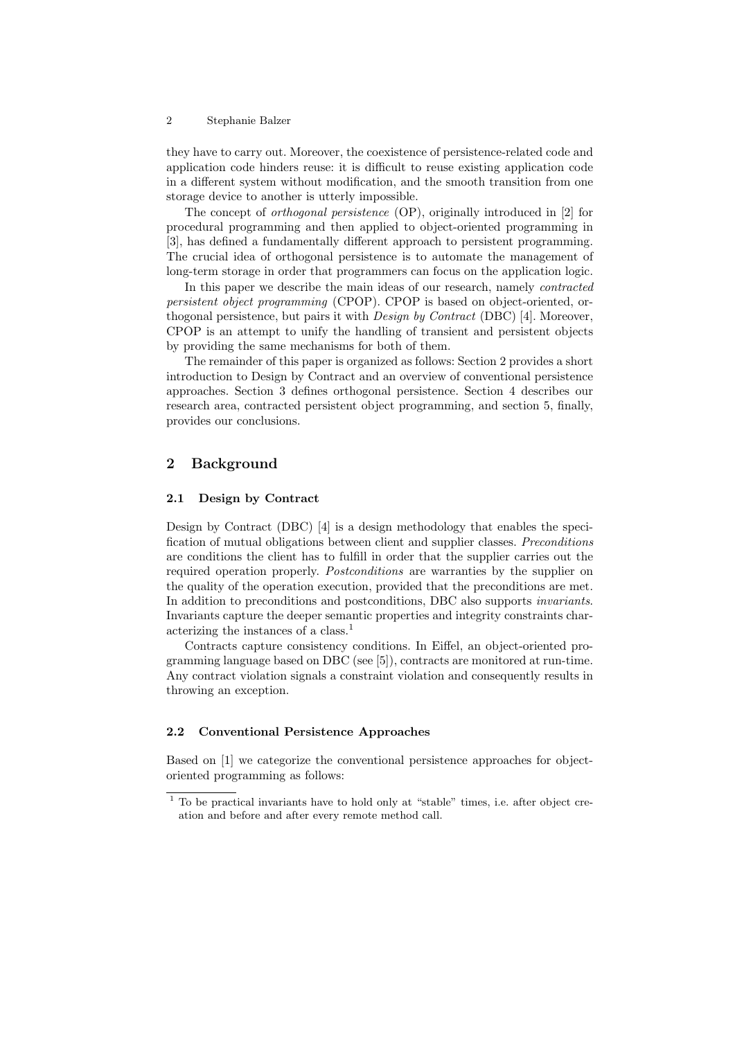they have to carry out. Moreover, the coexistence of persistence-related code and application code hinders reuse: it is difficult to reuse existing application code in a different system without modification, and the smooth transition from one storage device to another is utterly impossible.

The concept of *orthogonal persistence* (OP), originally introduced in [2] for procedural programming and then applied to object-oriented programming in [3], has defined a fundamentally different approach to persistent programming. The crucial idea of orthogonal persistence is to automate the management of long-term storage in order that programmers can focus on the application logic.

In this paper we describe the main ideas of our research, namely *contracted persistent object programming* (CPOP). CPOP is based on object-oriented, orthogonal persistence, but pairs it with *Design by Contract* (DBC) [4]. Moreover, CPOP is an attempt to unify the handling of transient and persistent objects by providing the same mechanisms for both of them.

The remainder of this paper is organized as follows: Section 2 provides a short introduction to Design by Contract and an overview of conventional persistence approaches. Section 3 defines orthogonal persistence. Section 4 describes our research area, contracted persistent object programming, and section 5, finally, provides our conclusions.

## 2 Background

### 2.1 Design by Contract

Design by Contract (DBC) [4] is a design methodology that enables the specification of mutual obligations between client and supplier classes. *Preconditions* are conditions the client has to fulfill in order that the supplier carries out the required operation properly. *Postconditions* are warranties by the supplier on the quality of the operation execution, provided that the preconditions are met. In addition to preconditions and postconditions, DBC also supports *invariants*. Invariants capture the deeper semantic properties and integrity constraints characterizing the instances of a class.[1]

Contracts capture consistency conditions. In Eiffel, an object-oriented programming language based on DBC (see [5]), contracts are monitored at run-time. Any contract violation signals a constraint violation and consequently results in throwing an exception.

### 2.2 Conventional Persistence Approaches

Based on [1] we categorize the conventional persistence approaches for object-oriented programming as follows:

---

[1] To be practical invariants have to hold only at "stable" times, i.e. after object creation and before and after every remote method call.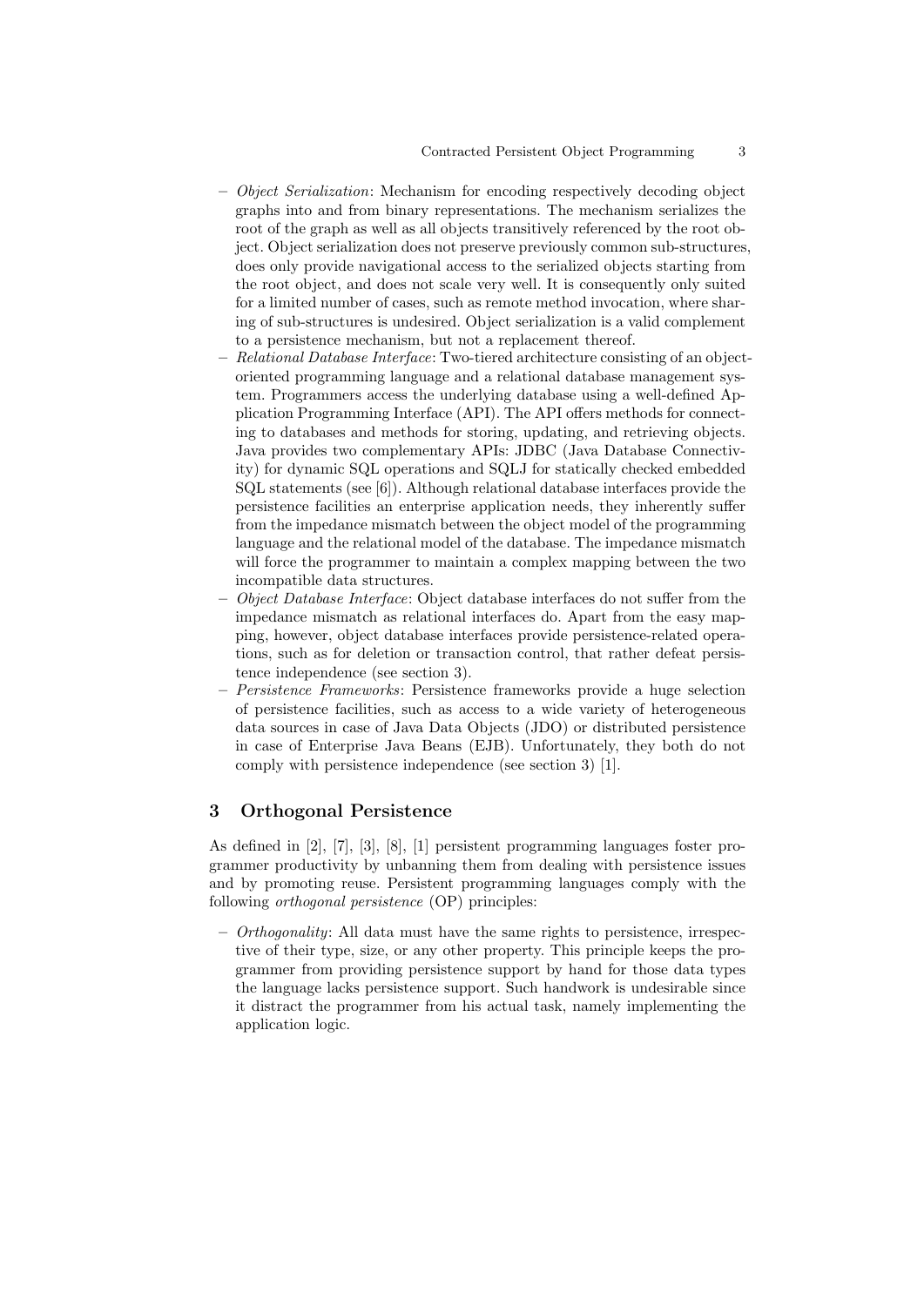- *Object Serialization*: Mechanism for encoding respectively decoding object graphs into and from binary representations. The mechanism serializes the root of the graph as well as all objects transitively referenced by the root object. Object serialization does not preserve previously common sub-structures, does only provide navigational access to the serialized objects starting from the root object, and does not scale very well. It is consequently only suited for a limited number of cases, such as remote method invocation, where sharing of sub-structures is undesired. Object serialization is a valid complement to a persistence mechanism, but not a replacement thereof.
- *Relational Database Interface*: Two-tiered architecture consisting of an object-oriented programming language and a relational database management system. Programmers access the underlying database using a well-defined Application Programming Interface (API). The API offers methods for connecting to databases and methods for storing, updating, and retrieving objects. Java provides two complementary APIs: JDBC (Java Database Connectivity) for dynamic SQL operations and SQLJ for statically checked embedded SQL statements (see [6]). Although relational database interfaces provide the persistence facilities an enterprise application needs, they inherently suffer from the impedance mismatch between the object model of the programming language and the relational model of the database. The impedance mismatch will force the programmer to maintain a complex mapping between the two incompatible data structures.
- *Object Database Interface*: Object database interfaces do not suffer from the impedance mismatch as relational interfaces do. Apart from the easy mapping, however, object database interfaces provide persistence-related operations, such as for deletion or transaction control, that rather defeat persistence independence (see section 3).
- *Persistence Frameworks*: Persistence frameworks provide a huge selection of persistence facilities, such as access to a wide variety of heterogeneous data sources in case of Java Data Objects (JDO) or distributed persistence in case of Enterprise Java Beans (EJB). Unfortunately, they both do not comply with persistence independence (see section 3) [1].

## 3 Orthogonal Persistence

As defined in [2], [7], [3], [8], [1] persistent programming languages foster programmer productivity by unbanning them from dealing with persistence issues and by promoting reuse. Persistent programming languages comply with the following *orthogonal persistence* (OP) principles:

- *Orthogonality*: All data must have the same rights to persistence, irrespective of their type, size, or any other property. This principle keeps the programmer from providing persistence support by hand for those data types the language lacks persistence support. Such handwork is undesirable since it distract the programmer from his actual task, namely implementing the application logic.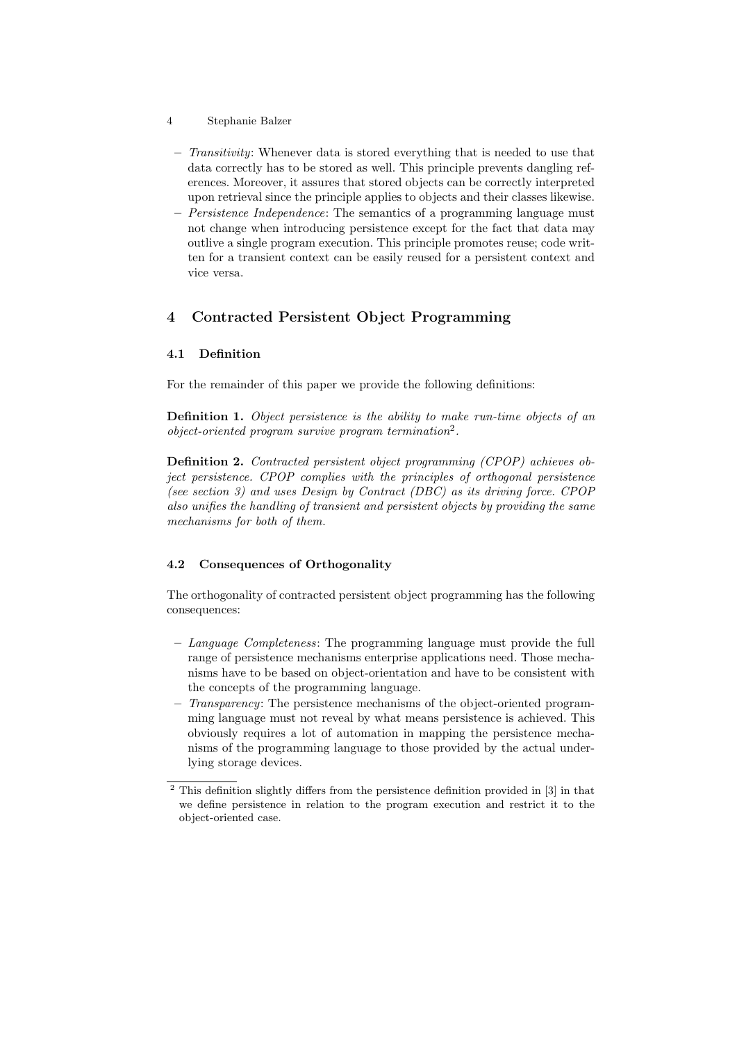- *Transitivity*: Whenever data is stored everything that is needed to use that data correctly has to be stored as well. This principle prevents dangling references. Moreover, it assures that stored objects can be correctly interpreted upon retrieval since the principle applies to objects and their classes likewise.
- *Persistence Independence*: The semantics of a programming language must not change when introducing persistence except for the fact that data may outlive a single program execution. This principle promotes reuse; code written for a transient context can be easily reused for a persistent context and vice versa.

## 4 Contracted Persistent Object Programming

### 4.1 Definition

For the remainder of this paper we provide the following definitions:

**Definition 1.** *Object persistence is the ability to make run-time objects of an object-oriented program survive program termination*[2].

**Definition 2.** *Contracted persistent object programming (CPOP) achieves object persistence. CPOP complies with the principles of orthogonal persistence (see section 3) and uses Design by Contract (DBC) as its driving force. CPOP also unifies the handling of transient and persistent objects by providing the same mechanisms for both of them.*

### 4.2 Consequences of Orthogonality

The orthogonality of contracted persistent object programming has the following consequences:

- *Language Completeness*: The programming language must provide the full range of persistence mechanisms enterprise applications need. Those mechanisms have to be based on object-orientation and have to be consistent with the concepts of the programming language.
- *Transparency*: The persistence mechanisms of the object-oriented programming language must not reveal by what means persistence is achieved. This obviously requires a lot of automation in mapping the persistence mechanisms of the programming language to those provided by the actual underlying storage devices.

[2] This definition slightly differs from the persistence definition provided in [3] in that we define persistence in relation to the program execution and restrict it to the object-oriented case.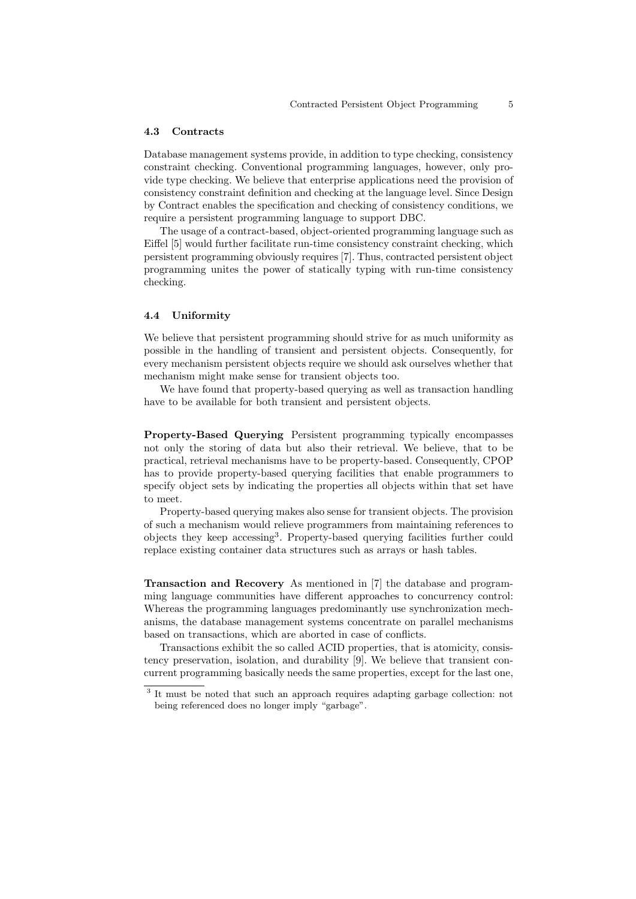### 4.3 Contracts

Database management systems provide, in addition to type checking, consistency constraint checking. Conventional programming languages, however, only provide type checking. We believe that enterprise applications need the provision of consistency constraint definition and checking at the language level. Since Design by Contract enables the specification and checking of consistency conditions, we require a persistent programming language to support DBC.

The usage of a contract-based, object-oriented programming language such as Eiffel [5] would further facilitate run-time consistency constraint checking, which persistent programming obviously requires [7]. Thus, contracted persistent object programming unites the power of statically typing with run-time consistency checking.

### 4.4 Uniformity

We believe that persistent programming should strive for as much uniformity as possible in the handling of transient and persistent objects. Consequently, for every mechanism persistent objects require we should ask ourselves whether that mechanism might make sense for transient objects too.

We have found that property-based querying as well as transaction handling have to be available for both transient and persistent objects.

**Property-Based Querying** Persistent programming typically encompasses not only the storing of data but also their retrieval. We believe, that to be practical, retrieval mechanisms have to be property-based. Consequently, CPOP has to provide property-based querying facilities that enable programmers to specify object sets by indicating the properties all objects within that set have to meet.

Property-based querying makes also sense for transient objects. The provision of such a mechanism would relieve programmers from maintaining references to objects they keep accessing[3]. Property-based querying facilities further could replace existing container data structures such as arrays or hash tables.

**Transaction and Recovery** As mentioned in [7] the database and programming language communities have different approaches to concurrency control: Whereas the programming languages predominantly use synchronization mechanisms, the database management systems concentrate on parallel mechanisms based on transactions, which are aborted in case of conflicts.

Transactions exhibit the so called ACID properties, that is atomicity, consistency preservation, isolation, and durability [9]. We believe that transient concurrent programming basically needs the same properties, except for the last one,

[3] It must be noted that such an approach requires adapting garbage collection: not being referenced does no longer imply "garbage".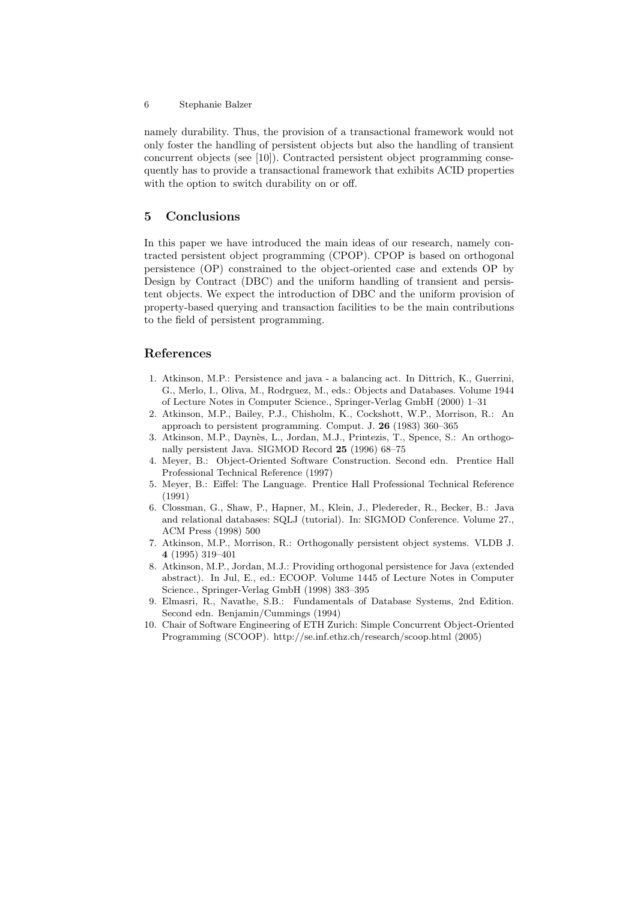namely durability. Thus, the provision of a transactional framework would not only foster the handling of persistent objects but also the handling of transient concurrent objects (see [10]). Contracted persistent object programming consequently has to provide a transactional framework that exhibits ACID properties with the option to switch durability on or off.

## 5 Conclusions

In this paper we have introduced the main ideas of our research, namely contracted persistent object programming (CPOP). CPOP is based on orthogonal persistence (OP) constrained to the object-oriented case and extends OP by Design by Contract (DBC) and the uniform handling of transient and persistent objects. We expect the introduction of DBC and the uniform provision of property-based querying and transaction facilities to be the main contributions to the field of persistent programming.

## References

1. Atkinson, M.P.: Persistence and java - a balancing act. In Dittrich, K., Guerrini, G., Merlo, I., Oliva, M., Rodrguez, M., eds.: Objects and Databases. Volume 1944 of Lecture Notes in Computer Science., Springer-Verlag GmbH (2000) 1–31
2. Atkinson, M.P., Bailey, P.J., Chisholm, K., Cockshott, W.P., Morrison, R.: An approach to persistent programming. Comput. J. **26** (1983) 360–365
3. Atkinson, M.P., Daynès, L., Jordan, M.J., Printezis, T., Spence, S.: An orthogonally persistent Java. SIGMOD Record **25** (1996) 68–75
4. Meyer, B.: Object-Oriented Software Construction. Second edn. Prentice Hall Professional Technical Reference (1997)
5. Meyer, B.: Eiffel: The Language. Prentice Hall Professional Technical Reference (1991)
6. Clossman, G., Shaw, P., Hapner, M., Klein, J., Pledereder, R., Becker, B.: Java and relational databases: SQLJ (tutorial). In: SIGMOD Conference. Volume 27., ACM Press (1998) 500
7. Atkinson, M.P., Morrison, R.: Orthogonally persistent object systems. VLDB J. **4** (1995) 319–401
8. Atkinson, M.P., Jordan, M.J.: Providing orthogonal persistence for Java (extended abstract). In Jul, E., ed.: ECOOP. Volume 1445 of Lecture Notes in Computer Science., Springer-Verlag GmbH (1998) 383–395
9. Elmasri, R., Navathe, S.B.: Fundamentals of Database Systems, 2nd Edition. Second edn. Benjamin/Cummings (1994)
10. Chair of Software Engineering of ETH Zurich: Simple Concurrent Object-Oriented Programming (SCOOP). http://se.inf.ethz.ch/research/scoop.html (2005)